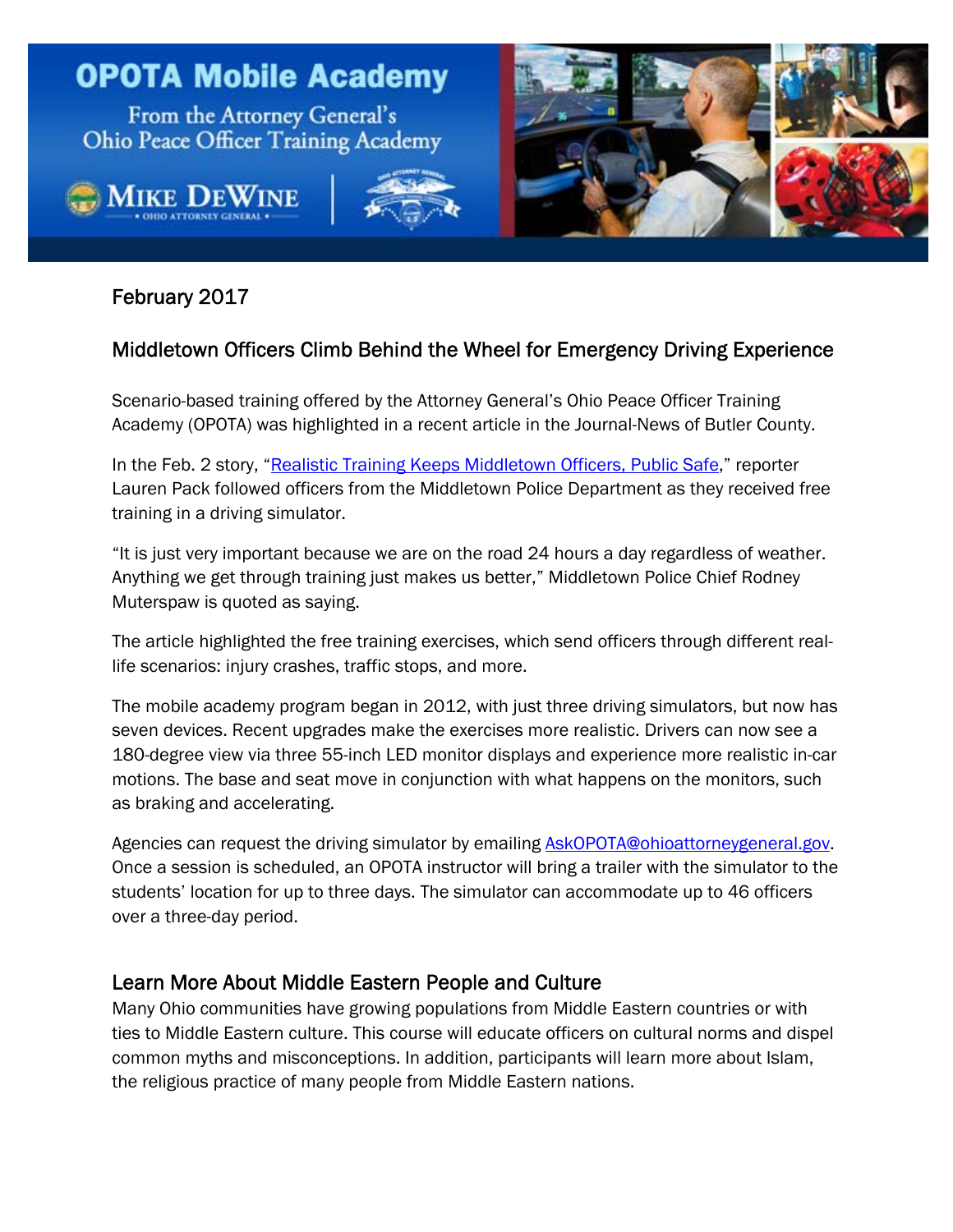# OPOTA Mobile Academy

From the Attorney General's Ohio Peace Officer Training Academy

MIKE DEWINE • OHIO ATTORNEY GENERAL •

February 2017

## Middletown Officers Climb Behind the Wheel for Emergency Driving Experience

Scenario-based training offered by the Attorney General's Ohio Peace Officer Training Academy (OPOTA) was highlighted in a recent article in the Journal-News of Butler County.

In the Feb. 2 story, "Realistic Training Keeps Middletown Officers, Public Safe," reporter Lauren Pack followed officers from the Middletown Police Department as they received free training in a driving simulator.

"It is just very important because we are on the road 24 hours a day regardless of weather. Anything we get through training just makes us better," Middletown Police Chief Rodney Muterspaw is quoted as saying.

The article highlighted the free training exercises, which send officers through different real-life scenarios: injury crashes, traffic stops, and more.

The mobile academy program began in 2012, with just three driving simulators, but now has seven devices. Recent upgrades make the exercises more realistic. Drivers can now see a 180-degree view via three 55-inch LED monitor displays and experience more realistic in-car motions. The base and seat move in conjunction with what happens on the monitors, such as braking and accelerating.

Agencies can request the driving simulator by emailing AskOPOTA@ohioattorneygeneral.gov. Once a session is scheduled, an OPOTA instructor will bring a trailer with the simulator to the students' location for up to three days. The simulator can accommodate up to 46 officers over a three-day period.

## Learn More About Middle Eastern People and Culture

Many Ohio communities have growing populations from Middle Eastern countries or with ties to Middle Eastern culture. This course will educate officers on cultural norms and dispel common myths and misconceptions. In addition, participants will learn more about Islam, the religious practice of many people from Middle Eastern nations.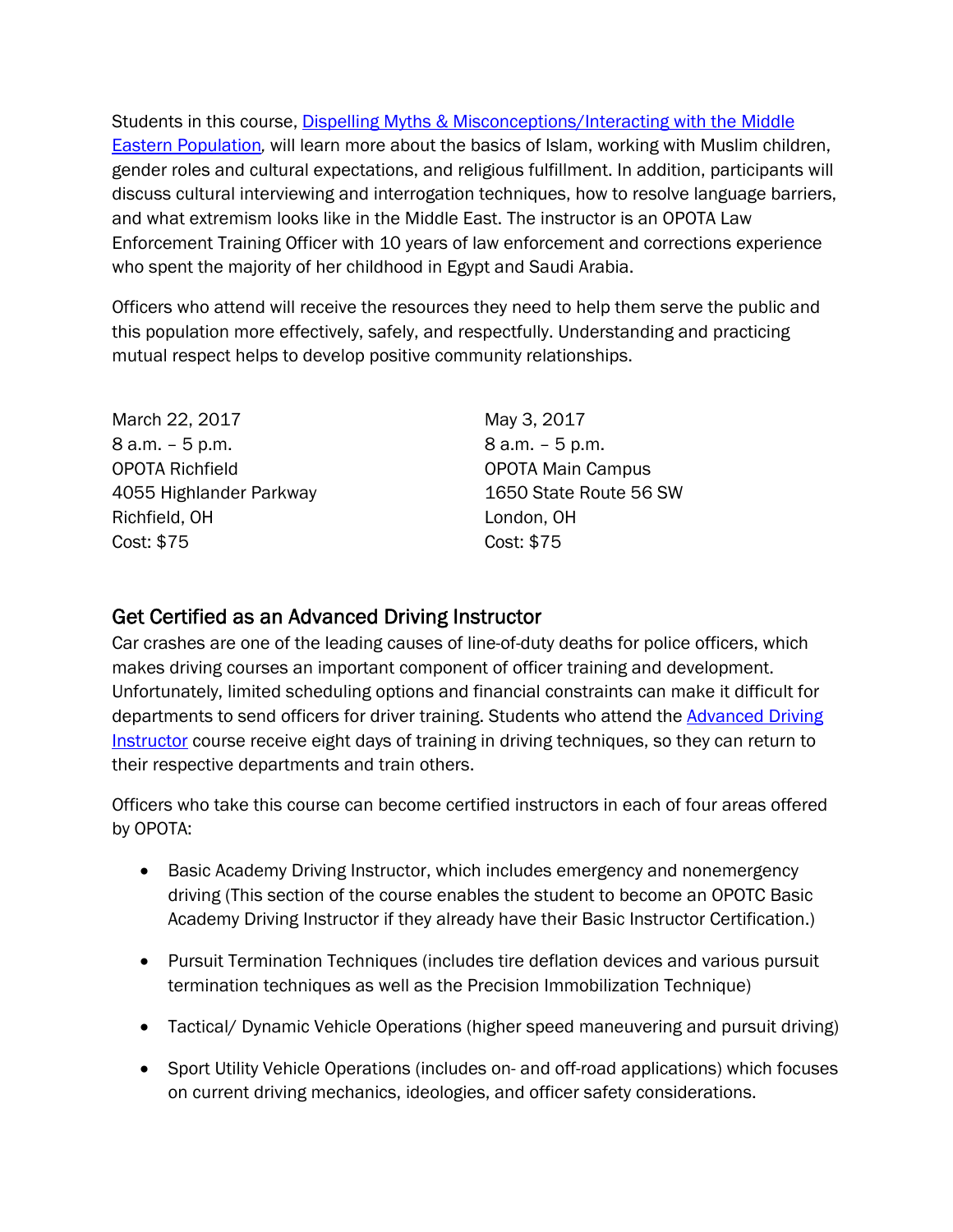Students in this course, [Dispelling Myths & Misconceptions/Interacting with the Middle Eastern Population](), will learn more about the basics of Islam, working with Muslim children, gender roles and cultural expectations, and religious fulfillment. In addition, participants will discuss cultural interviewing and interrogation techniques, how to resolve language barriers, and what extremism looks like in the Middle East. The instructor is an OPOTA Law Enforcement Training Officer with 10 years of law enforcement and corrections experience who spent the majority of her childhood in Egypt and Saudi Arabia.

Officers who attend will receive the resources they need to help them serve the public and this population more effectively, safely, and respectfully. Understanding and practicing mutual respect helps to develop positive community relationships.

March 22, 2017
8 a.m. – 5 p.m.
OPOTA Richfield
4055 Highlander Parkway
Richfield, OH
Cost: $75

May 3, 2017
8 a.m. – 5 p.m.
OPOTA Main Campus
1650 State Route 56 SW
London, OH
Cost: $75

## Get Certified as an Advanced Driving Instructor

Car crashes are one of the leading causes of line-of-duty deaths for police officers, which makes driving courses an important component of officer training and development. Unfortunately, limited scheduling options and financial constraints can make it difficult for departments to send officers for driver training. Students who attend the [Advanced Driving Instructor]() course receive eight days of training in driving techniques, so they can return to their respective departments and train others.

Officers who take this course can become certified instructors in each of four areas offered by OPOTA:

- Basic Academy Driving Instructor, which includes emergency and nonemergency driving (This section of the course enables the student to become an OPOTC Basic Academy Driving Instructor if they already have their Basic Instructor Certification.)
- Pursuit Termination Techniques (includes tire deflation devices and various pursuit termination techniques as well as the Precision Immobilization Technique)
- Tactical/ Dynamic Vehicle Operations (higher speed maneuvering and pursuit driving)
- Sport Utility Vehicle Operations (includes on- and off-road applications) which focuses on current driving mechanics, ideologies, and officer safety considerations.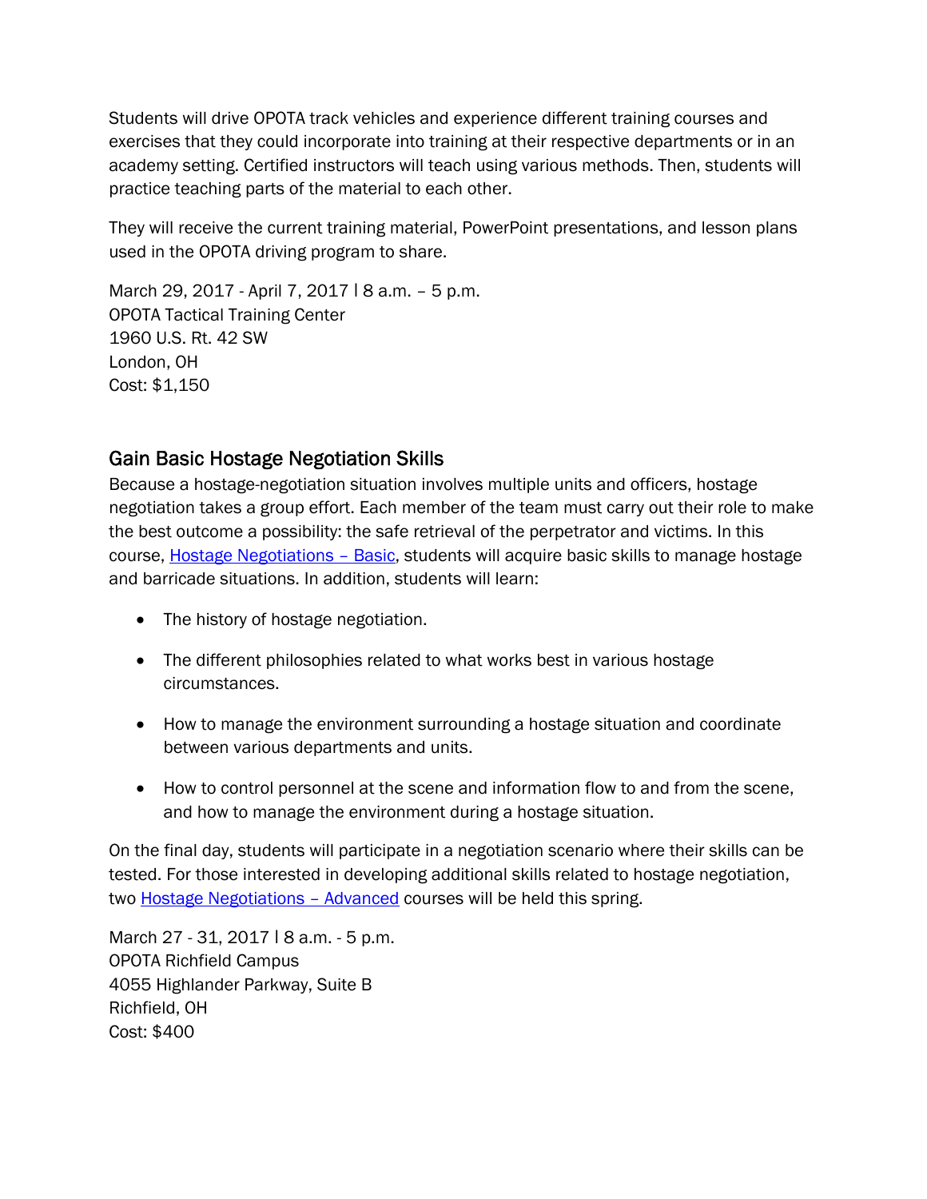Students will drive OPOTA track vehicles and experience different training courses and exercises that they could incorporate into training at their respective departments or in an academy setting. Certified instructors will teach using various methods. Then, students will practice teaching parts of the material to each other.

They will receive the current training material, PowerPoint presentations, and lesson plans used in the OPOTA driving program to share.

March 29, 2017 - April 7, 2017 l 8 a.m. – 5 p.m.  
OPOTA Tactical Training Center  
1960 U.S. Rt. 42 SW  
London, OH  
Cost: $1,150

## Gain Basic Hostage Negotiation Skills

Because a hostage-negotiation situation involves multiple units and officers, hostage negotiation takes a group effort. Each member of the team must carry out their role to make the best outcome a possibility: the safe retrieval of the perpetrator and victims. In this course, Hostage Negotiations – Basic, students will acquire basic skills to manage hostage and barricade situations. In addition, students will learn:

- The history of hostage negotiation.
- The different philosophies related to what works best in various hostage circumstances.
- How to manage the environment surrounding a hostage situation and coordinate between various departments and units.
- How to control personnel at the scene and information flow to and from the scene, and how to manage the environment during a hostage situation.

On the final day, students will participate in a negotiation scenario where their skills can be tested. For those interested in developing additional skills related to hostage negotiation, two Hostage Negotiations – Advanced courses will be held this spring.

March 27 - 31, 2017 l 8 a.m. - 5 p.m.  
OPOTA Richfield Campus  
4055 Highlander Parkway, Suite B  
Richfield, OH  
Cost: $400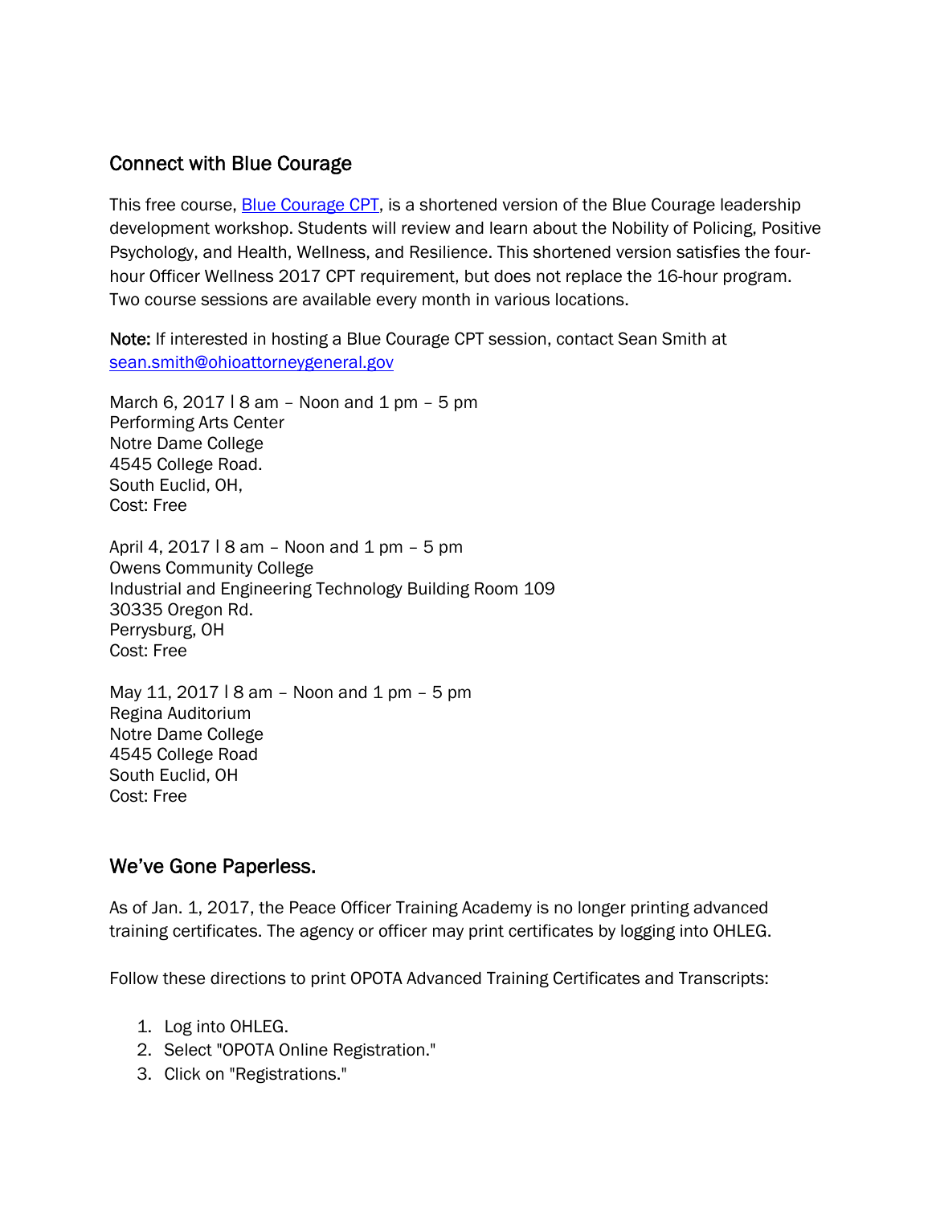## Connect with Blue Courage

This free course, [Blue Courage CPT](), is a shortened version of the Blue Courage leadership development workshop. Students will review and learn about the Nobility of Policing, Positive Psychology, and Health, Wellness, and Resilience. This shortened version satisfies the four-hour Officer Wellness 2017 CPT requirement, but does not replace the 16-hour program. Two course sessions are available every month in various locations.

**Note:** If interested in hosting a Blue Courage CPT session, contact Sean Smith at [sean.smith@ohioattorneygeneral.gov](mailto:sean.smith@ohioattorneygeneral.gov)

March 6, 2017 l 8 am – Noon and 1 pm – 5 pm
Performing Arts Center
Notre Dame College
4545 College Road.
South Euclid, OH,
Cost: Free

April 4, 2017 l 8 am – Noon and 1 pm – 5 pm
Owens Community College
Industrial and Engineering Technology Building Room 109
30335 Oregon Rd.
Perrysburg, OH
Cost: Free

May 11, 2017 l 8 am – Noon and 1 pm – 5 pm
Regina Auditorium
Notre Dame College
4545 College Road
South Euclid, OH
Cost: Free

## We've Gone Paperless.

As of Jan. 1, 2017, the Peace Officer Training Academy is no longer printing advanced training certificates. The agency or officer may print certificates by logging into OHLEG.

Follow these directions to print OPOTA Advanced Training Certificates and Transcripts:

1. Log into OHLEG.
2. Select "OPOTA Online Registration."
3. Click on "Registrations."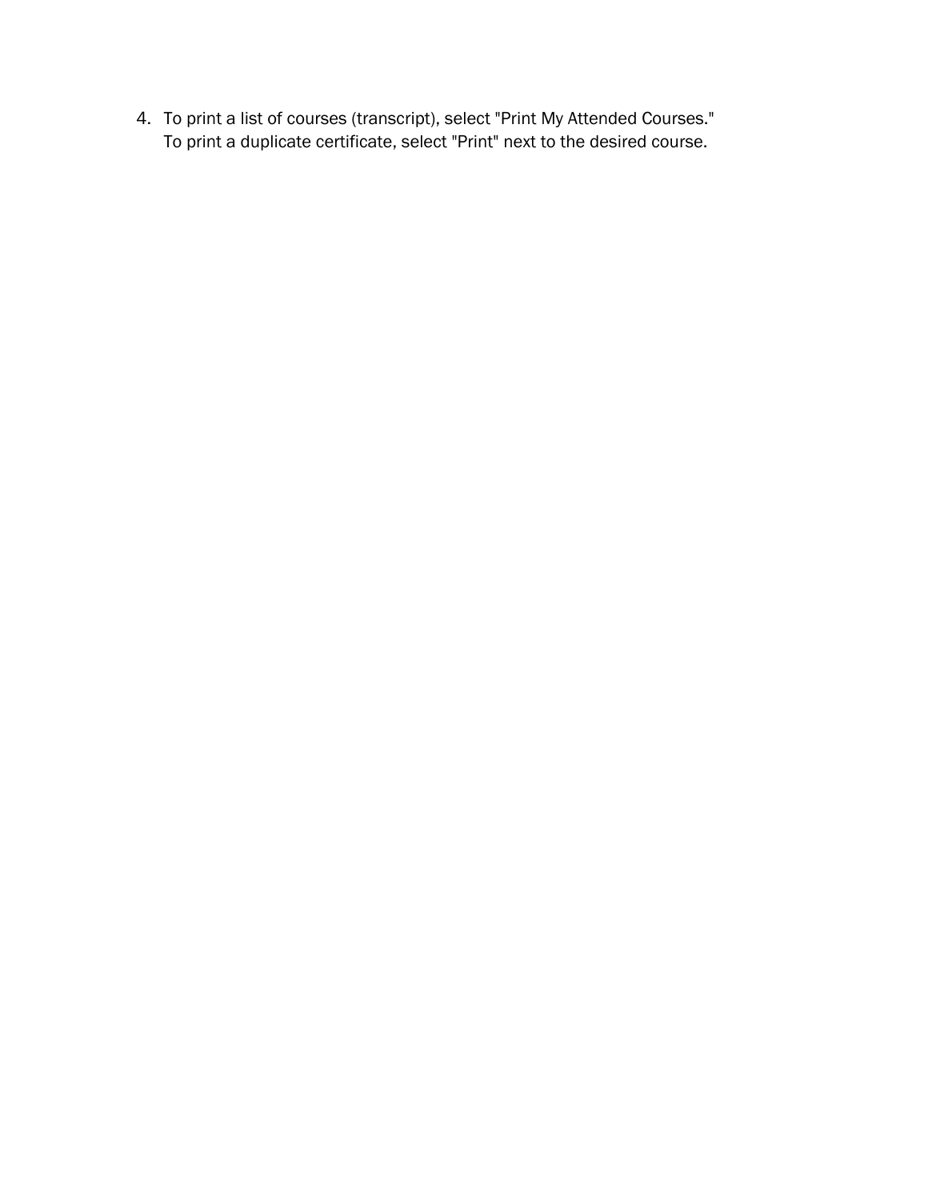4. To print a list of courses (transcript), select "Print My Attended Courses."
   To print a duplicate certificate, select "Print" next to the desired course.